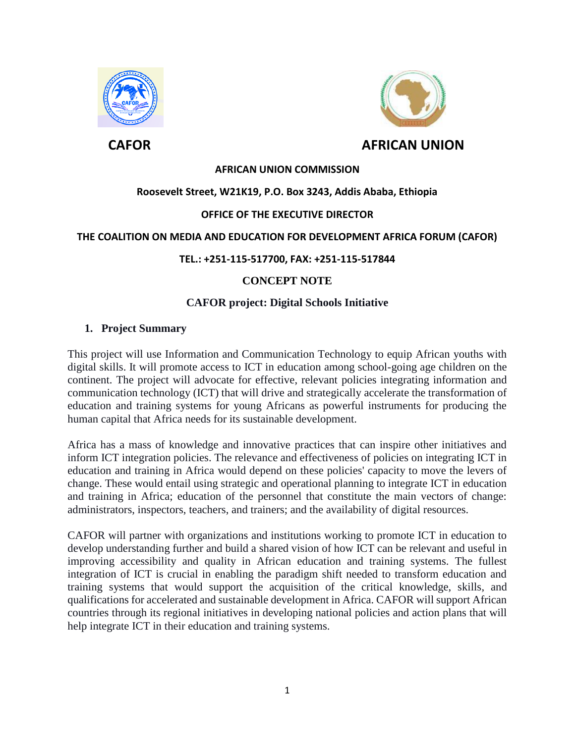**CAFOR** **AFRICAN UNION**

**AFRICAN UNION COMMISSION**

**Roosevelt Street, W21K19, P.O. Box 3243, Addis Ababa, Ethiopia**

**OFFICE OF THE EXECUTIVE DIRECTOR**

**THE COALITION ON MEDIA AND EDUCATION FOR DEVELOPMENT AFRICA FORUM (CAFOR)**

**TEL.: +251-115-517700, FAX: +251-115-517844**

# CONCEPT NOTE

## CAFOR project: Digital Schools Initiative

### 1. Project Summary

This project will use Information and Communication Technology to equip African youths with digital skills. It will promote access to ICT in education among school-going age children on the continent. The project will advocate for effective, relevant policies integrating information and communication technology (ICT) that will drive and strategically accelerate the transformation of education and training systems for young Africans as powerful instruments for producing the human capital that Africa needs for its sustainable development.

Africa has a mass of knowledge and innovative practices that can inspire other initiatives and inform ICT integration policies. The relevance and effectiveness of policies on integrating ICT in education and training in Africa would depend on these policies' capacity to move the levers of change. These would entail using strategic and operational planning to integrate ICT in education and training in Africa; education of the personnel that constitute the main vectors of change: administrators, inspectors, teachers, and trainers; and the availability of digital resources.

CAFOR will partner with organizations and institutions working to promote ICT in education to develop understanding further and build a shared vision of how ICT can be relevant and useful in improving accessibility and quality in African education and training systems. The fullest integration of ICT is crucial in enabling the paradigm shift needed to transform education and training systems that would support the acquisition of the critical knowledge, skills, and qualifications for accelerated and sustainable development in Africa. CAFOR will support African countries through its regional initiatives in developing national policies and action plans that will help integrate ICT in their education and training systems.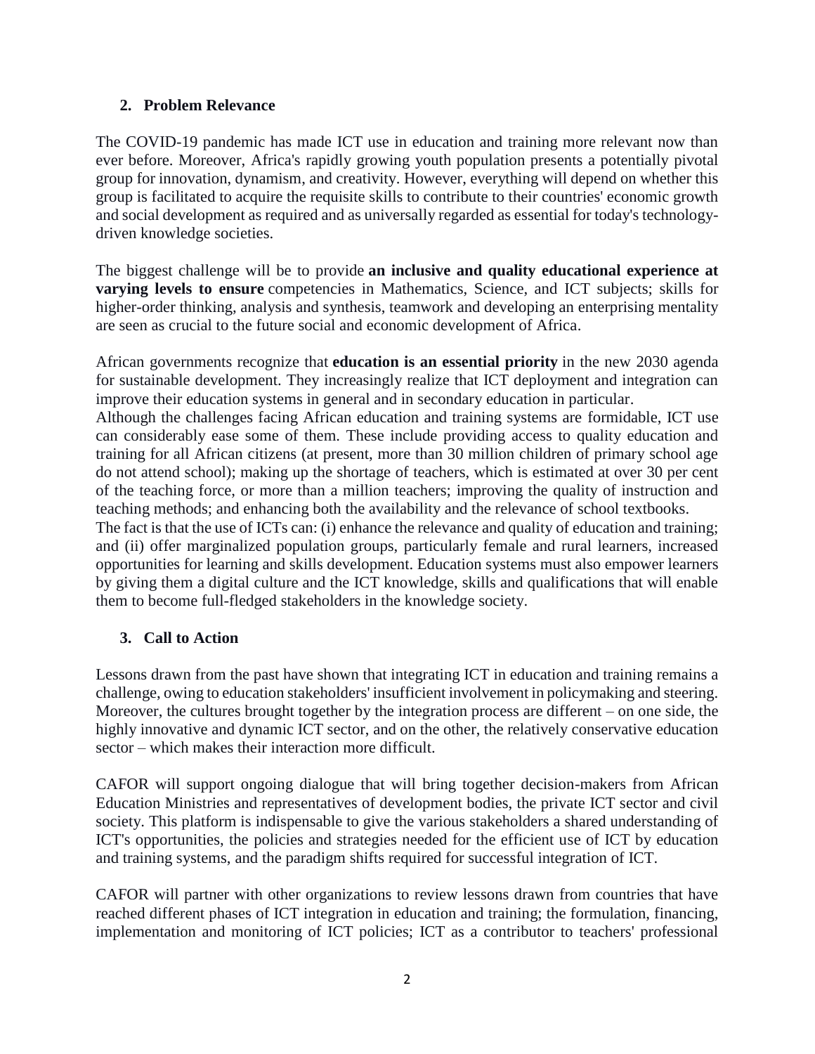## 2. Problem Relevance

The COVID-19 pandemic has made ICT use in education and training more relevant now than ever before. Moreover, Africa's rapidly growing youth population presents a potentially pivotal group for innovation, dynamism, and creativity. However, everything will depend on whether this group is facilitated to acquire the requisite skills to contribute to their countries' economic growth and social development as required and as universally regarded as essential for today's technology-driven knowledge societies.

The biggest challenge will be to provide **an inclusive and quality educational experience at varying levels to ensure** competencies in Mathematics, Science, and ICT subjects; skills for higher-order thinking, analysis and synthesis, teamwork and developing an enterprising mentality are seen as crucial to the future social and economic development of Africa.

African governments recognize that **education is an essential priority** in the new 2030 agenda for sustainable development. They increasingly realize that ICT deployment and integration can improve their education systems in general and in secondary education in particular.

Although the challenges facing African education and training systems are formidable, ICT use can considerably ease some of them. These include providing access to quality education and training for all African citizens (at present, more than 30 million children of primary school age do not attend school); making up the shortage of teachers, which is estimated at over 30 per cent of the teaching force, or more than a million teachers; improving the quality of instruction and teaching methods; and enhancing both the availability and the relevance of school textbooks.

The fact is that the use of ICTs can: (i) enhance the relevance and quality of education and training; and (ii) offer marginalized population groups, particularly female and rural learners, increased opportunities for learning and skills development. Education systems must also empower learners by giving them a digital culture and the ICT knowledge, skills and qualifications that will enable them to become full-fledged stakeholders in the knowledge society.

## 3. Call to Action

Lessons drawn from the past have shown that integrating ICT in education and training remains a challenge, owing to education stakeholders' insufficient involvement in policymaking and steering. Moreover, the cultures brought together by the integration process are different – on one side, the highly innovative and dynamic ICT sector, and on the other, the relatively conservative education sector – which makes their interaction more difficult.

CAFOR will support ongoing dialogue that will bring together decision-makers from African Education Ministries and representatives of development bodies, the private ICT sector and civil society. This platform is indispensable to give the various stakeholders a shared understanding of ICT's opportunities, the policies and strategies needed for the efficient use of ICT by education and training systems, and the paradigm shifts required for successful integration of ICT.

CAFOR will partner with other organizations to review lessons drawn from countries that have reached different phases of ICT integration in education and training; the formulation, financing, implementation and monitoring of ICT policies; ICT as a contributor to teachers' professional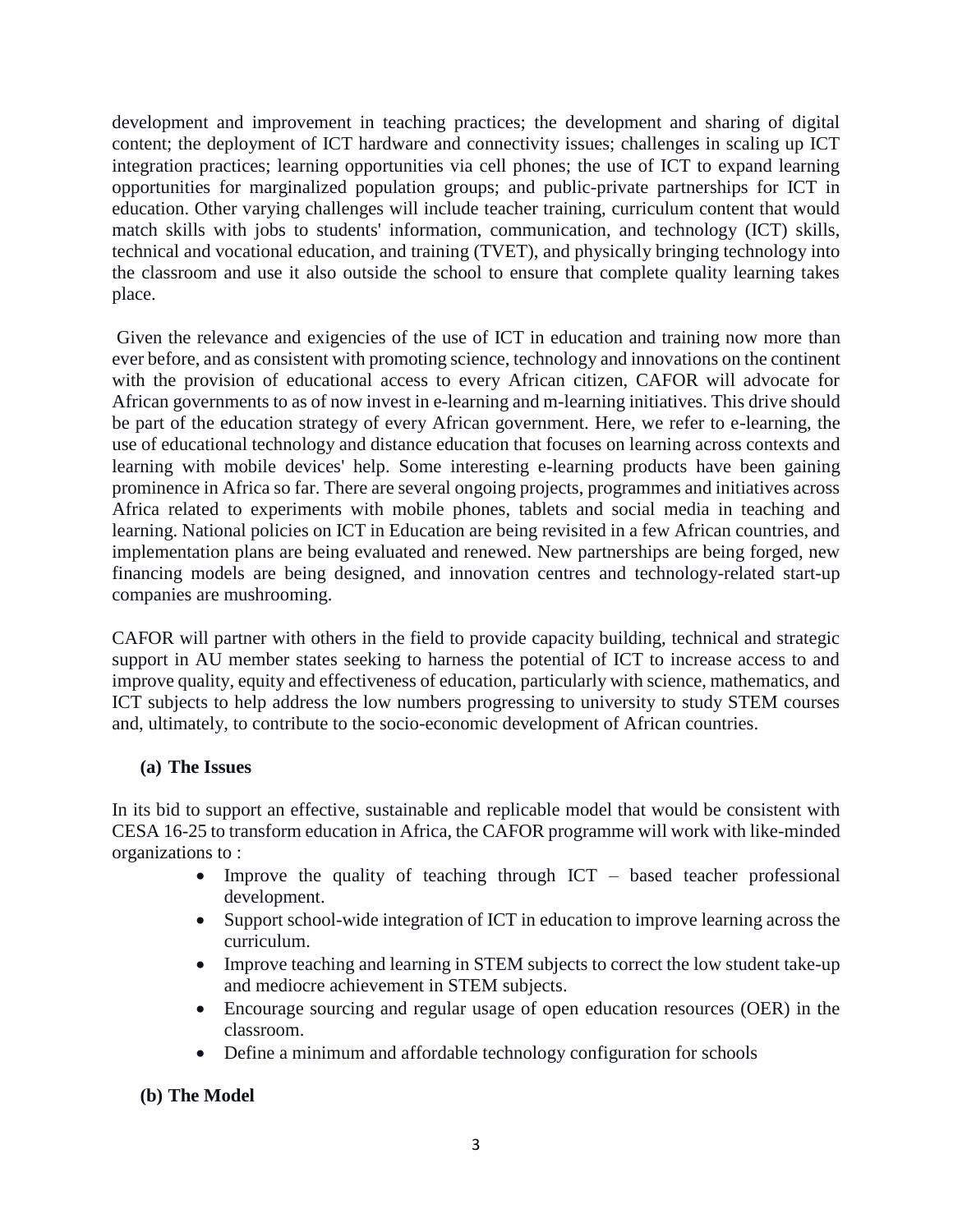development and improvement in teaching practices; the development and sharing of digital content; the deployment of ICT hardware and connectivity issues; challenges in scaling up ICT integration practices; learning opportunities via cell phones; the use of ICT to expand learning opportunities for marginalized population groups; and public-private partnerships for ICT in education. Other varying challenges will include teacher training, curriculum content that would match skills with jobs to students' information, communication, and technology (ICT) skills, technical and vocational education, and training (TVET), and physically bringing technology into the classroom and use it also outside the school to ensure that complete quality learning takes place.

Given the relevance and exigencies of the use of ICT in education and training now more than ever before, and as consistent with promoting science, technology and innovations on the continent with the provision of educational access to every African citizen, CAFOR will advocate for African governments to as of now invest in e-learning and m-learning initiatives. This drive should be part of the education strategy of every African government. Here, we refer to e-learning, the use of educational technology and distance education that focuses on learning across contexts and learning with mobile devices' help. Some interesting e-learning products have been gaining prominence in Africa so far. There are several ongoing projects, programmes and initiatives across Africa related to experiments with mobile phones, tablets and social media in teaching and learning. National policies on ICT in Education are being revisited in a few African countries, and implementation plans are being evaluated and renewed. New partnerships are being forged, new financing models are being designed, and innovation centres and technology-related start-up companies are mushrooming.

CAFOR will partner with others in the field to provide capacity building, technical and strategic support in AU member states seeking to harness the potential of ICT to increase access to and improve quality, equity and effectiveness of education, particularly with science, mathematics, and ICT subjects to help address the low numbers progressing to university to study STEM courses and, ultimately, to contribute to the socio-economic development of African countries.

### (a) The Issues

In its bid to support an effective, sustainable and replicable model that would be consistent with CESA 16-25 to transform education in Africa, the CAFOR programme will work with like-minded organizations to :

- Improve the quality of teaching through ICT – based teacher professional development.
- Support school-wide integration of ICT in education to improve learning across the curriculum.
- Improve teaching and learning in STEM subjects to correct the low student take-up and mediocre achievement in STEM subjects.
- Encourage sourcing and regular usage of open education resources (OER) in the classroom.
- Define a minimum and affordable technology configuration for schools

### (b) The Model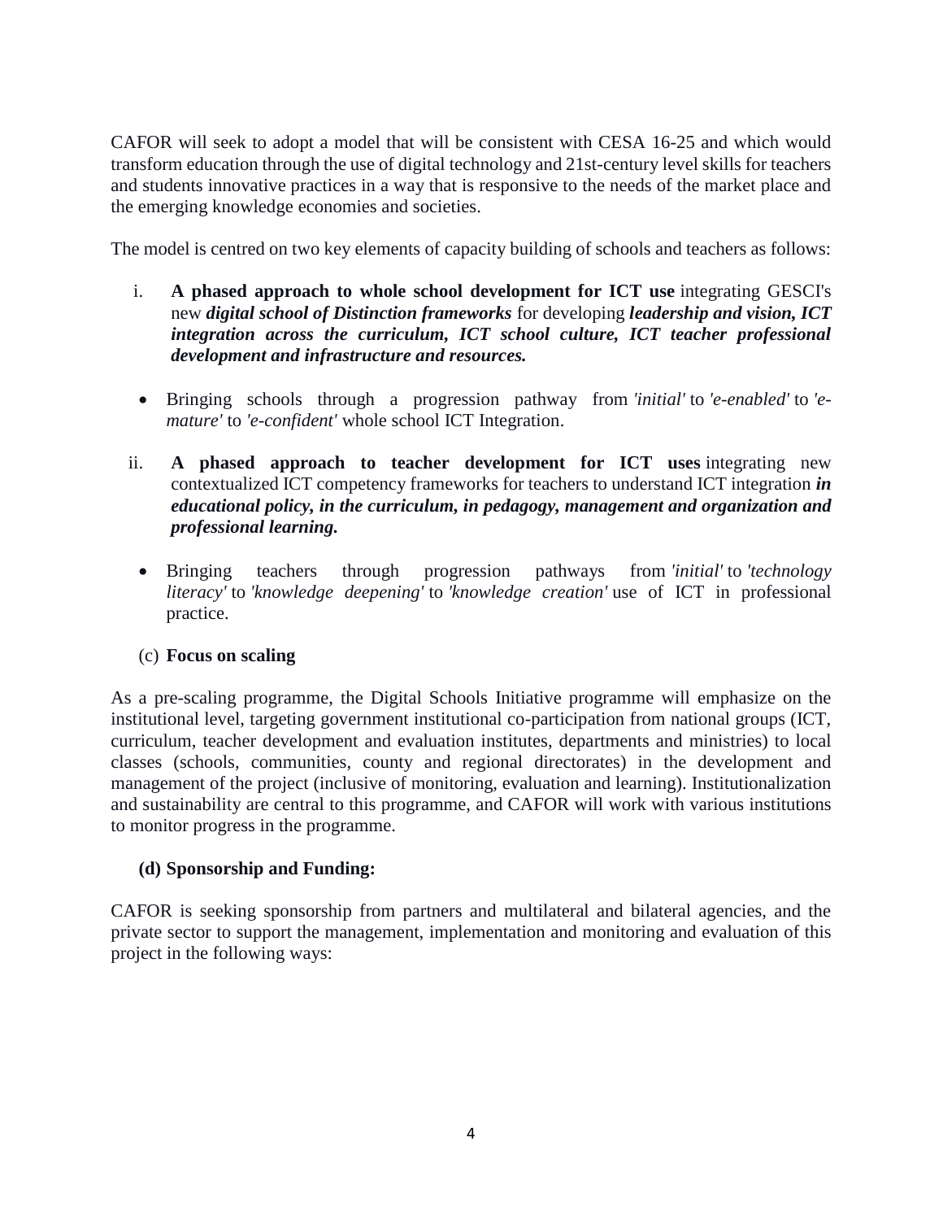CAFOR will seek to adopt a model that will be consistent with CESA 16-25 and which would transform education through the use of digital technology and 21st-century level skills for teachers and students innovative practices in a way that is responsive to the needs of the market place and the emerging knowledge economies and societies.

The model is centred on two key elements of capacity building of schools and teachers as follows:

i. **A phased approach to whole school development for ICT use** integrating GESCI's new ***digital school of Distinction frameworks*** for developing ***leadership and vision, ICT integration across the curriculum, ICT school culture, ICT teacher professional development and infrastructure and resources.***

- Bringing schools through a progression pathway from *'initial'* to *'e-enabled'* to *'e-mature'* to *'e-confident'* whole school ICT Integration.

ii. **A phased approach to teacher development for ICT uses** integrating new contextualized ICT competency frameworks for teachers to understand ICT integration ***in educational policy, in the curriculum, in pedagogy, management and organization and professional learning.***

- Bringing teachers through progression pathways from *'initial'* to *'technology literacy'* to *'knowledge deepening'* to *'knowledge creation'* use of ICT in professional practice.

(c) **Focus on scaling**

As a pre-scaling programme, the Digital Schools Initiative programme will emphasize on the institutional level, targeting government institutional co-participation from national groups (ICT, curriculum, teacher development and evaluation institutes, departments and ministries) to local classes (schools, communities, county and regional directorates) in the development and management of the project (inclusive of monitoring, evaluation and learning). Institutionalization and sustainability are central to this programme, and CAFOR will work with various institutions to monitor progress in the programme.

**(d) Sponsorship and Funding:**

CAFOR is seeking sponsorship from partners and multilateral and bilateral agencies, and the private sector to support the management, implementation and monitoring and evaluation of this project in the following ways: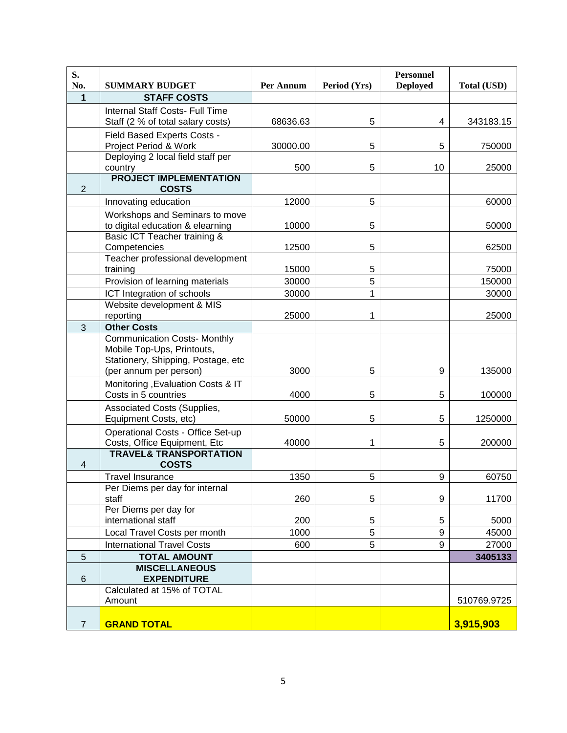| S. No. | SUMMARY BUDGET | Per Annum | Period (Yrs) | Personnel Deployed | Total (USD) |
|---|---|---|---|---|---|
| 1 | **STAFF COSTS** | | | | |
| | Internal Staff Costs- Full Time Staff (2 % of total salary costs) | 68636.63 | 5 | 4 | 343183.15 |
| | Field Based Experts Costs - Project Period & Work | 30000.00 | 5 | 5 | 750000 |
| | Deploying 2 local field staff per country | 500 | 5 | 10 | 25000 |
| 2 | **PROJECT IMPLEMENTATION COSTS** | | | | |
| | Innovating education | 12000 | 5 | | 60000 |
| | Workshops and Seminars to move to digital education & elearning | 10000 | 5 | | 50000 |
| | Basic ICT Teacher training & Competencies | 12500 | 5 | | 62500 |
| | Teacher professional development training | 15000 | 5 | | 75000 |
| | Provision of learning materials | 30000 | 5 | | 150000 |
| | ICT Integration of schools | 30000 | 1 | | 30000 |
| | Website development & MIS reporting | 25000 | 1 | | 25000 |
| 3 | **Other Costs** | | | | |
| | Communication Costs- Monthly Mobile Top-Ups, Printouts, Stationery, Shipping, Postage, etc (per annum per person) | 3000 | 5 | 9 | 135000 |
| | Monitoring ,Evaluation Costs & IT Costs in 5 countries | 4000 | 5 | 5 | 100000 |
| | Associated Costs (Supplies, Equipment Costs, etc) | 50000 | 5 | 5 | 1250000 |
| | Operational Costs - Office Set-up Costs, Office Equipment, Etc | 40000 | 1 | 5 | 200000 |
| 4 | **TRAVEL& TRANSPORTATION COSTS** | | | | |
| | Travel Insurance | 1350 | 5 | 9 | 60750 |
| | Per Diems per day for internal staff | 260 | 5 | 9 | 11700 |
| | Per Diems per day for international staff | 200 | 5 | 5 | 5000 |
| | Local Travel Costs per month | 1000 | 5 | 9 | 45000 |
| | International Travel Costs | 600 | 5 | 9 | 27000 |
| 5 | **TOTAL AMOUNT** | | | | **3405133** |
| 6 | **MISCELLANEOUS EXPENDITURE** | | | | |
| | Calculated at 15% of TOTAL Amount | | | | 510769.9725 |
| 7 | **GRAND TOTAL** | | | | **3,915,903** |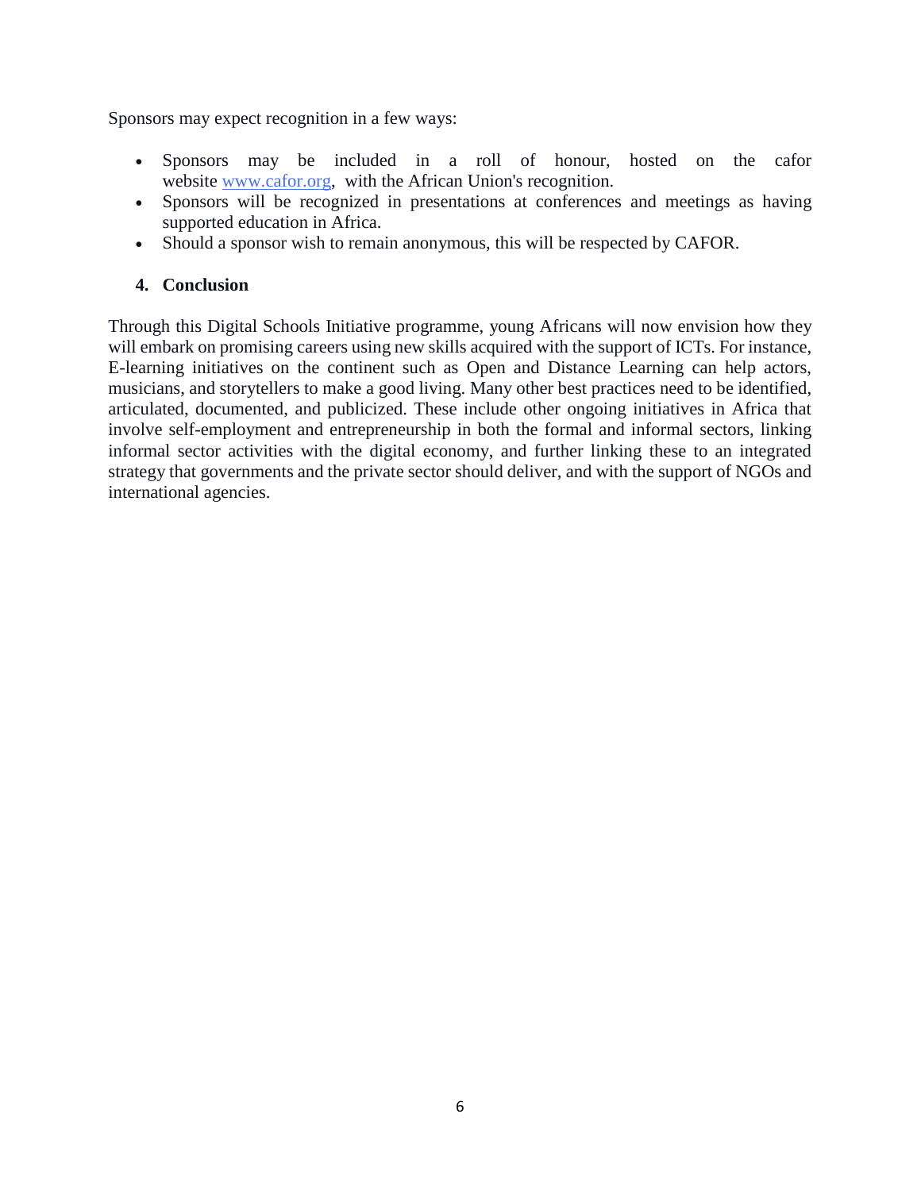Sponsors may expect recognition in a few ways:

- Sponsors may be included in a roll of honour, hosted on the cafor website www.cafor.org, with the African Union's recognition.
- Sponsors will be recognized in presentations at conferences and meetings as having supported education in Africa.
- Should a sponsor wish to remain anonymous, this will be respected by CAFOR.

## 4. Conclusion

Through this Digital Schools Initiative programme, young Africans will now envision how they will embark on promising careers using new skills acquired with the support of ICTs. For instance, E-learning initiatives on the continent such as Open and Distance Learning can help actors, musicians, and storytellers to make a good living. Many other best practices need to be identified, articulated, documented, and publicized. These include other ongoing initiatives in Africa that involve self-employment and entrepreneurship in both the formal and informal sectors, linking informal sector activities with the digital economy, and further linking these to an integrated strategy that governments and the private sector should deliver, and with the support of NGOs and international agencies.